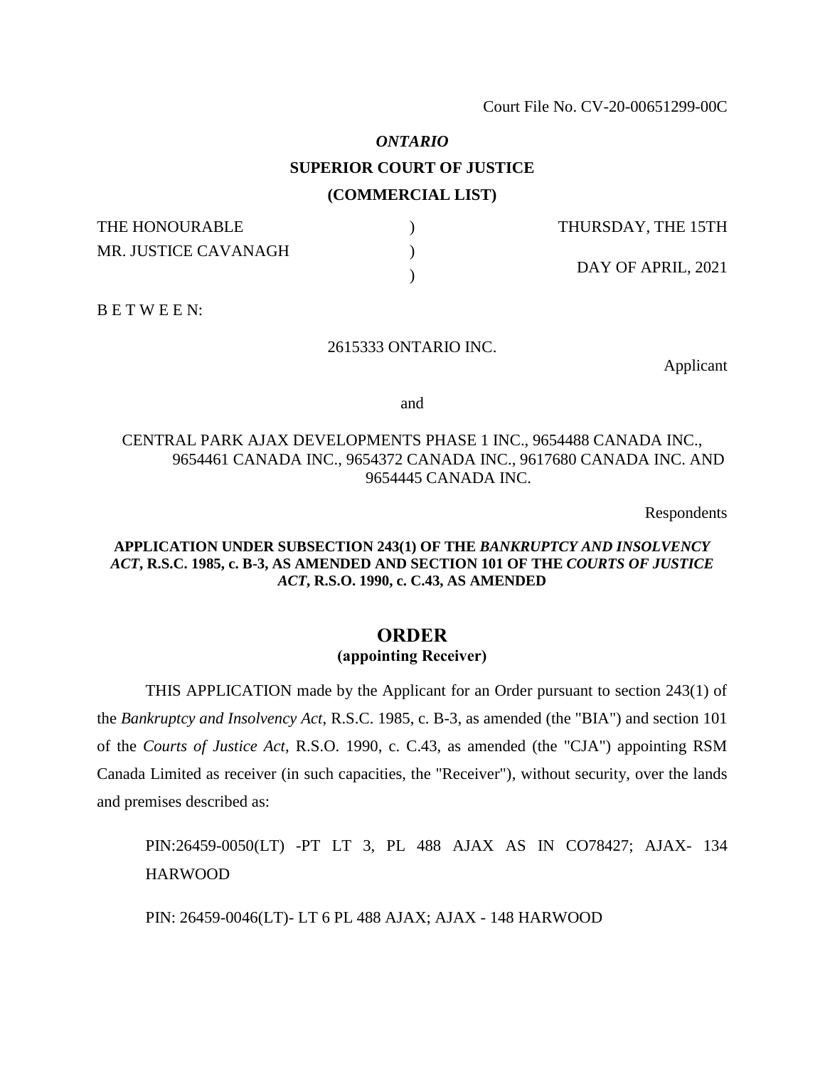Court File No. CV-20-00651299-00C

*ONTARIO*

**SUPERIOR COURT OF JUSTICE**

**(COMMERCIAL LIST)**

| | | |
|---|---|---|
| THE HONOURABLE | ) | THURSDAY, THE 15TH |
| MR. JUSTICE CAVANAGH | ) | |
| | ) | DAY OF APRIL, 2021 |

B E T W E E N:

2615333 ONTARIO INC.

Applicant

and

CENTRAL PARK AJAX DEVELOPMENTS PHASE 1 INC., 9654488 CANADA INC., 9654461 CANADA INC., 9654372 CANADA INC., 9617680 CANADA INC. AND 9654445 CANADA INC.

Respondents

**APPLICATION UNDER SUBSECTION 243(1) OF THE *BANKRUPTCY AND INSOLVENCY ACT*, R.S.C. 1985, c. B-3, AS AMENDED AND SECTION 101 OF THE *COURTS OF JUSTICE ACT*, R.S.O. 1990, c. C.43, AS AMENDED**

# ORDER

**(appointing Receiver)**

THIS APPLICATION made by the Applicant for an Order pursuant to section 243(1) of the *Bankruptcy and Insolvency Act*, R.S.C. 1985, c. B-3, as amended (the "BIA") and section 101 of the *Courts of Justice Act*, R.S.O. 1990, c. C.43, as amended (the "CJA") appointing RSM Canada Limited as receiver (in such capacities, the "Receiver"), without security, over the lands and premises described as:

PIN:26459-0050(LT) -PT LT 3, PL 488 AJAX AS IN CO78427; AJAX- 134 HARWOOD

PIN: 26459-0046(LT)- LT 6 PL 488 AJAX; AJAX - 148 HARWOOD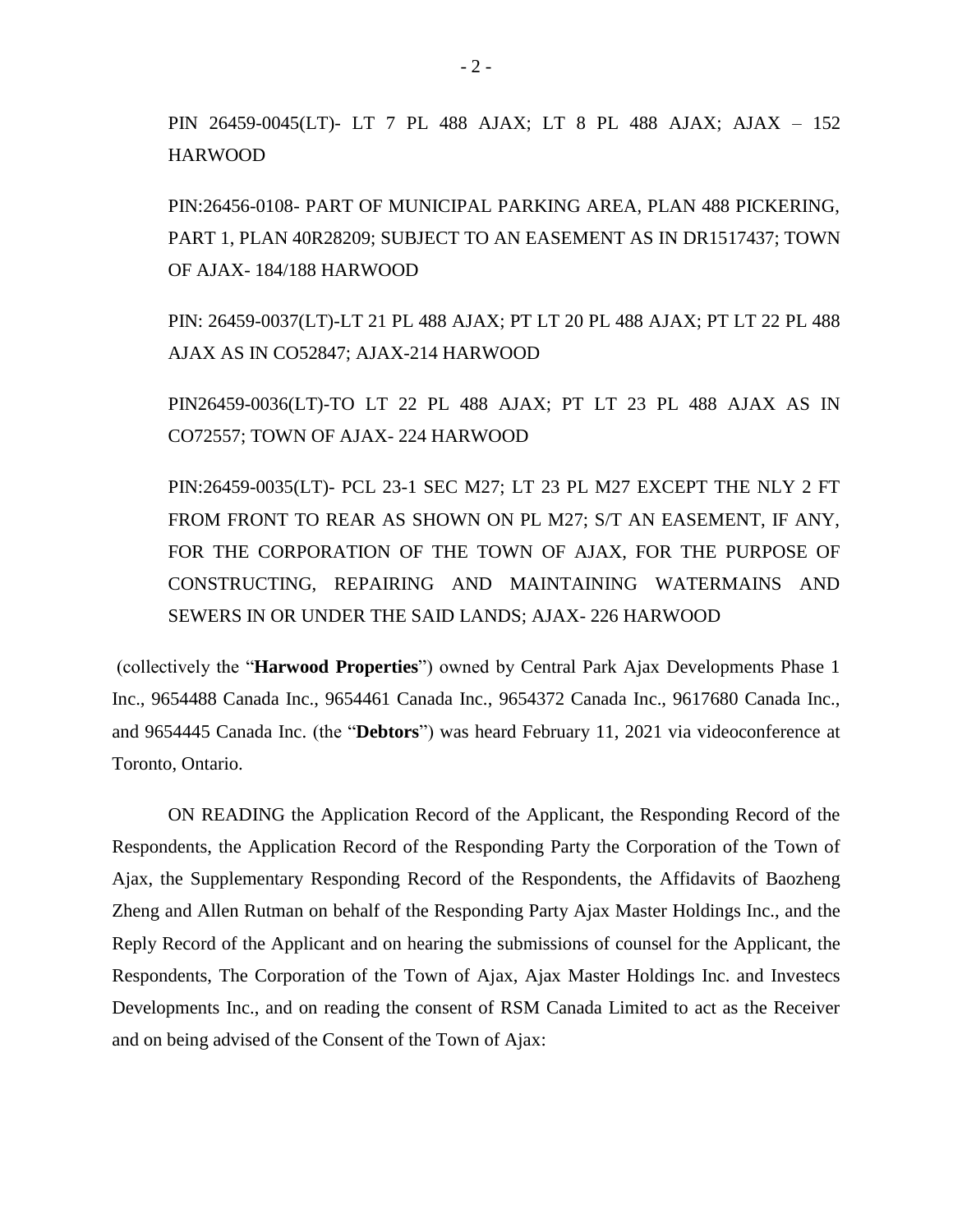PIN 26459-0045(LT)- LT 7 PL 488 AJAX; LT 8 PL 488 AJAX; AJAX – 152 HARWOOD

PIN:26456-0108- PART OF MUNICIPAL PARKING AREA, PLAN 488 PICKERING, PART 1, PLAN 40R28209; SUBJECT TO AN EASEMENT AS IN DR1517437; TOWN OF AJAX- 184/188 HARWOOD

PIN: 26459-0037(LT)-LT 21 PL 488 AJAX; PT LT 20 PL 488 AJAX; PT LT 22 PL 488 AJAX AS IN CO52847; AJAX-214 HARWOOD

PIN26459-0036(LT)-TO LT 22 PL 488 AJAX; PT LT 23 PL 488 AJAX AS IN CO72557; TOWN OF AJAX- 224 HARWOOD

PIN:26459-0035(LT)- PCL 23-1 SEC M27; LT 23 PL M27 EXCEPT THE NLY 2 FT FROM FRONT TO REAR AS SHOWN ON PL M27; S/T AN EASEMENT, IF ANY, FOR THE CORPORATION OF THE TOWN OF AJAX, FOR THE PURPOSE OF CONSTRUCTING, REPAIRING AND MAINTAINING WATERMAINS AND SEWERS IN OR UNDER THE SAID LANDS; AJAX- 226 HARWOOD

(collectively the "**Harwood Properties**") owned by Central Park Ajax Developments Phase 1 Inc., 9654488 Canada Inc., 9654461 Canada Inc., 9654372 Canada Inc., 9617680 Canada Inc., and 9654445 Canada Inc. (the "**Debtors**") was heard February 11, 2021 via videoconference at Toronto, Ontario.

ON READING the Application Record of the Applicant, the Responding Record of the Respondents, the Application Record of the Responding Party the Corporation of the Town of Ajax, the Supplementary Responding Record of the Respondents, the Affidavits of Baozheng Zheng and Allen Rutman on behalf of the Responding Party Ajax Master Holdings Inc., and the Reply Record of the Applicant and on hearing the submissions of counsel for the Applicant, the Respondents, The Corporation of the Town of Ajax, Ajax Master Holdings Inc. and Investecs Developments Inc., and on reading the consent of RSM Canada Limited to act as the Receiver and on being advised of the Consent of the Town of Ajax: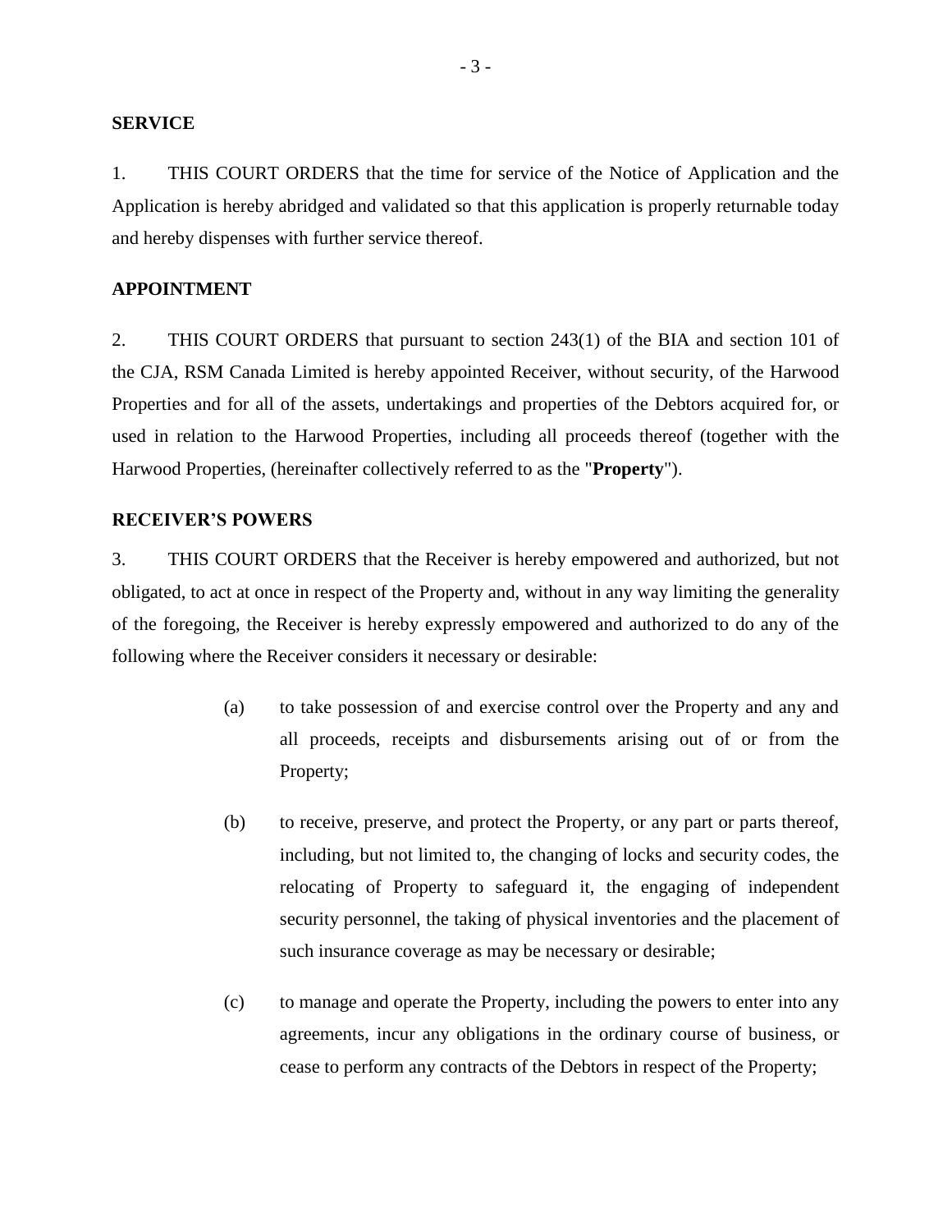**SERVICE**

1. THIS COURT ORDERS that the time for service of the Notice of Application and the Application is hereby abridged and validated so that this application is properly returnable today and hereby dispenses with further service thereof.

**APPOINTMENT**

2. THIS COURT ORDERS that pursuant to section 243(1) of the BIA and section 101 of the CJA, RSM Canada Limited is hereby appointed Receiver, without security, of the Harwood Properties and for all of the assets, undertakings and properties of the Debtors acquired for, or used in relation to the Harwood Properties, including all proceeds thereof (together with the Harwood Properties, (hereinafter collectively referred to as the "**Property**").

**RECEIVER'S POWERS**

3. THIS COURT ORDERS that the Receiver is hereby empowered and authorized, but not obligated, to act at once in respect of the Property and, without in any way limiting the generality of the foregoing, the Receiver is hereby expressly empowered and authorized to do any of the following where the Receiver considers it necessary or desirable:

(a) to take possession of and exercise control over the Property and any and all proceeds, receipts and disbursements arising out of or from the Property;

(b) to receive, preserve, and protect the Property, or any part or parts thereof, including, but not limited to, the changing of locks and security codes, the relocating of Property to safeguard it, the engaging of independent security personnel, the taking of physical inventories and the placement of such insurance coverage as may be necessary or desirable;

(c) to manage and operate the Property, including the powers to enter into any agreements, incur any obligations in the ordinary course of business, or cease to perform any contracts of the Debtors in respect of the Property;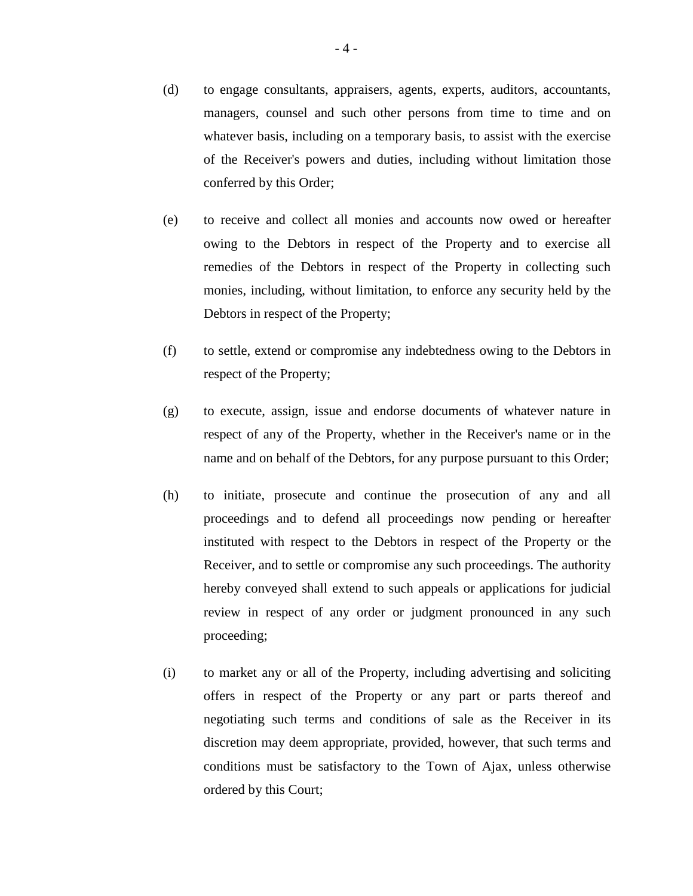(d) to engage consultants, appraisers, agents, experts, auditors, accountants, managers, counsel and such other persons from time to time and on whatever basis, including on a temporary basis, to assist with the exercise of the Receiver's powers and duties, including without limitation those conferred by this Order;

(e) to receive and collect all monies and accounts now owed or hereafter owing to the Debtors in respect of the Property and to exercise all remedies of the Debtors in respect of the Property in collecting such monies, including, without limitation, to enforce any security held by the Debtors in respect of the Property;

(f) to settle, extend or compromise any indebtedness owing to the Debtors in respect of the Property;

(g) to execute, assign, issue and endorse documents of whatever nature in respect of any of the Property, whether in the Receiver's name or in the name and on behalf of the Debtors, for any purpose pursuant to this Order;

(h) to initiate, prosecute and continue the prosecution of any and all proceedings and to defend all proceedings now pending or hereafter instituted with respect to the Debtors in respect of the Property or the Receiver, and to settle or compromise any such proceedings. The authority hereby conveyed shall extend to such appeals or applications for judicial review in respect of any order or judgment pronounced in any such proceeding;

(i) to market any or all of the Property, including advertising and soliciting offers in respect of the Property or any part or parts thereof and negotiating such terms and conditions of sale as the Receiver in its discretion may deem appropriate, provided, however, that such terms and conditions must be satisfactory to the Town of Ajax, unless otherwise ordered by this Court;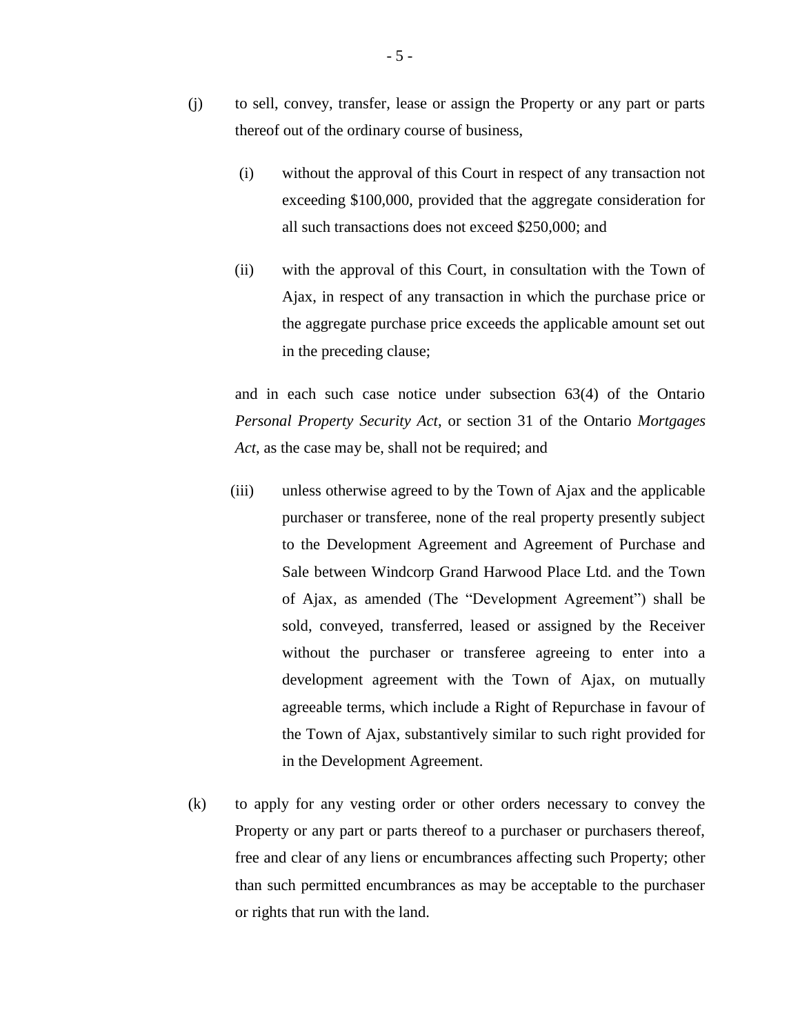(j) to sell, convey, transfer, lease or assign the Property or any part or parts thereof out of the ordinary course of business,

   (i) without the approval of this Court in respect of any transaction not exceeding $100,000, provided that the aggregate consideration for all such transactions does not exceed $250,000; and

   (ii) with the approval of this Court, in consultation with the Town of Ajax, in respect of any transaction in which the purchase price or the aggregate purchase price exceeds the applicable amount set out in the preceding clause;

   and in each such case notice under subsection 63(4) of the Ontario *Personal Property Security Act*, or section 31 of the Ontario *Mortgages Act*, as the case may be, shall not be required; and

   (iii) unless otherwise agreed to by the Town of Ajax and the applicable purchaser or transferee, none of the real property presently subject to the Development Agreement and Agreement of Purchase and Sale between Windcorp Grand Harwood Place Ltd. and the Town of Ajax, as amended (The "Development Agreement") shall be sold, conveyed, transferred, leased or assigned by the Receiver without the purchaser or transferee agreeing to enter into a development agreement with the Town of Ajax, on mutually agreeable terms, which include a Right of Repurchase in favour of the Town of Ajax, substantively similar to such right provided for in the Development Agreement.

(k) to apply for any vesting order or other orders necessary to convey the Property or any part or parts thereof to a purchaser or purchasers thereof, free and clear of any liens or encumbrances affecting such Property; other than such permitted encumbrances as may be acceptable to the purchaser or rights that run with the land.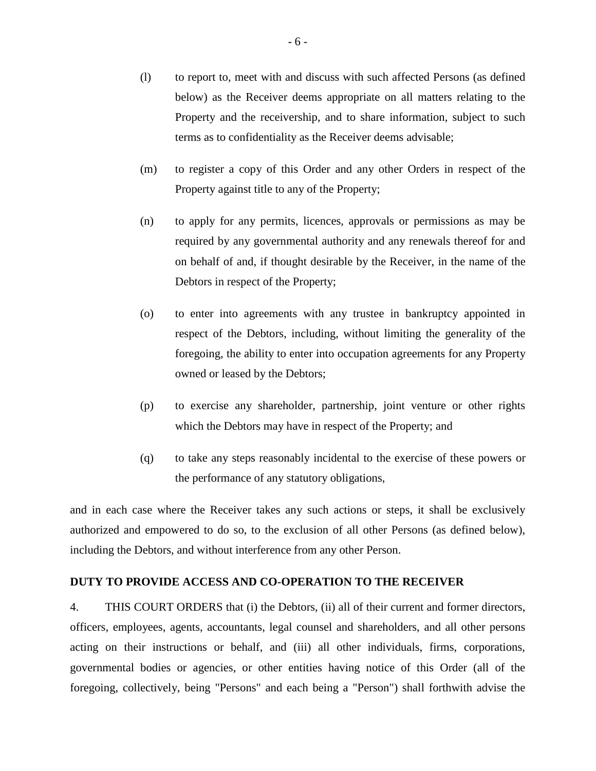(l) to report to, meet with and discuss with such affected Persons (as defined below) as the Receiver deems appropriate on all matters relating to the Property and the receivership, and to share information, subject to such terms as to confidentiality as the Receiver deems advisable;

(m) to register a copy of this Order and any other Orders in respect of the Property against title to any of the Property;

(n) to apply for any permits, licences, approvals or permissions as may be required by any governmental authority and any renewals thereof for and on behalf of and, if thought desirable by the Receiver, in the name of the Debtors in respect of the Property;

(o) to enter into agreements with any trustee in bankruptcy appointed in respect of the Debtors, including, without limiting the generality of the foregoing, the ability to enter into occupation agreements for any Property owned or leased by the Debtors;

(p) to exercise any shareholder, partnership, joint venture or other rights which the Debtors may have in respect of the Property; and

(q) to take any steps reasonably incidental to the exercise of these powers or the performance of any statutory obligations,

and in each case where the Receiver takes any such actions or steps, it shall be exclusively authorized and empowered to do so, to the exclusion of all other Persons (as defined below), including the Debtors, and without interference from any other Person.

**DUTY TO PROVIDE ACCESS AND CO-OPERATION TO THE RECEIVER**

4. THIS COURT ORDERS that (i) the Debtors, (ii) all of their current and former directors, officers, employees, agents, accountants, legal counsel and shareholders, and all other persons acting on their instructions or behalf, and (iii) all other individuals, firms, corporations, governmental bodies or agencies, or other entities having notice of this Order (all of the foregoing, collectively, being "Persons" and each being a "Person") shall forthwith advise the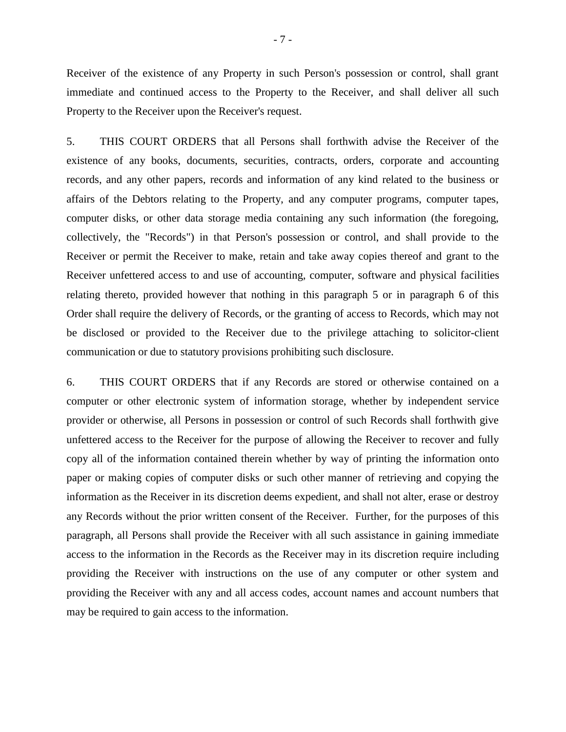Receiver of the existence of any Property in such Person's possession or control, shall grant immediate and continued access to the Property to the Receiver, and shall deliver all such Property to the Receiver upon the Receiver's request.

5. THIS COURT ORDERS that all Persons shall forthwith advise the Receiver of the existence of any books, documents, securities, contracts, orders, corporate and accounting records, and any other papers, records and information of any kind related to the business or affairs of the Debtors relating to the Property, and any computer programs, computer tapes, computer disks, or other data storage media containing any such information (the foregoing, collectively, the "Records") in that Person's possession or control, and shall provide to the Receiver or permit the Receiver to make, retain and take away copies thereof and grant to the Receiver unfettered access to and use of accounting, computer, software and physical facilities relating thereto, provided however that nothing in this paragraph 5 or in paragraph 6 of this Order shall require the delivery of Records, or the granting of access to Records, which may not be disclosed or provided to the Receiver due to the privilege attaching to solicitor-client communication or due to statutory provisions prohibiting such disclosure.

6. THIS COURT ORDERS that if any Records are stored or otherwise contained on a computer or other electronic system of information storage, whether by independent service provider or otherwise, all Persons in possession or control of such Records shall forthwith give unfettered access to the Receiver for the purpose of allowing the Receiver to recover and fully copy all of the information contained therein whether by way of printing the information onto paper or making copies of computer disks or such other manner of retrieving and copying the information as the Receiver in its discretion deems expedient, and shall not alter, erase or destroy any Records without the prior written consent of the Receiver. Further, for the purposes of this paragraph, all Persons shall provide the Receiver with all such assistance in gaining immediate access to the information in the Records as the Receiver may in its discretion require including providing the Receiver with instructions on the use of any computer or other system and providing the Receiver with any and all access codes, account names and account numbers that may be required to gain access to the information.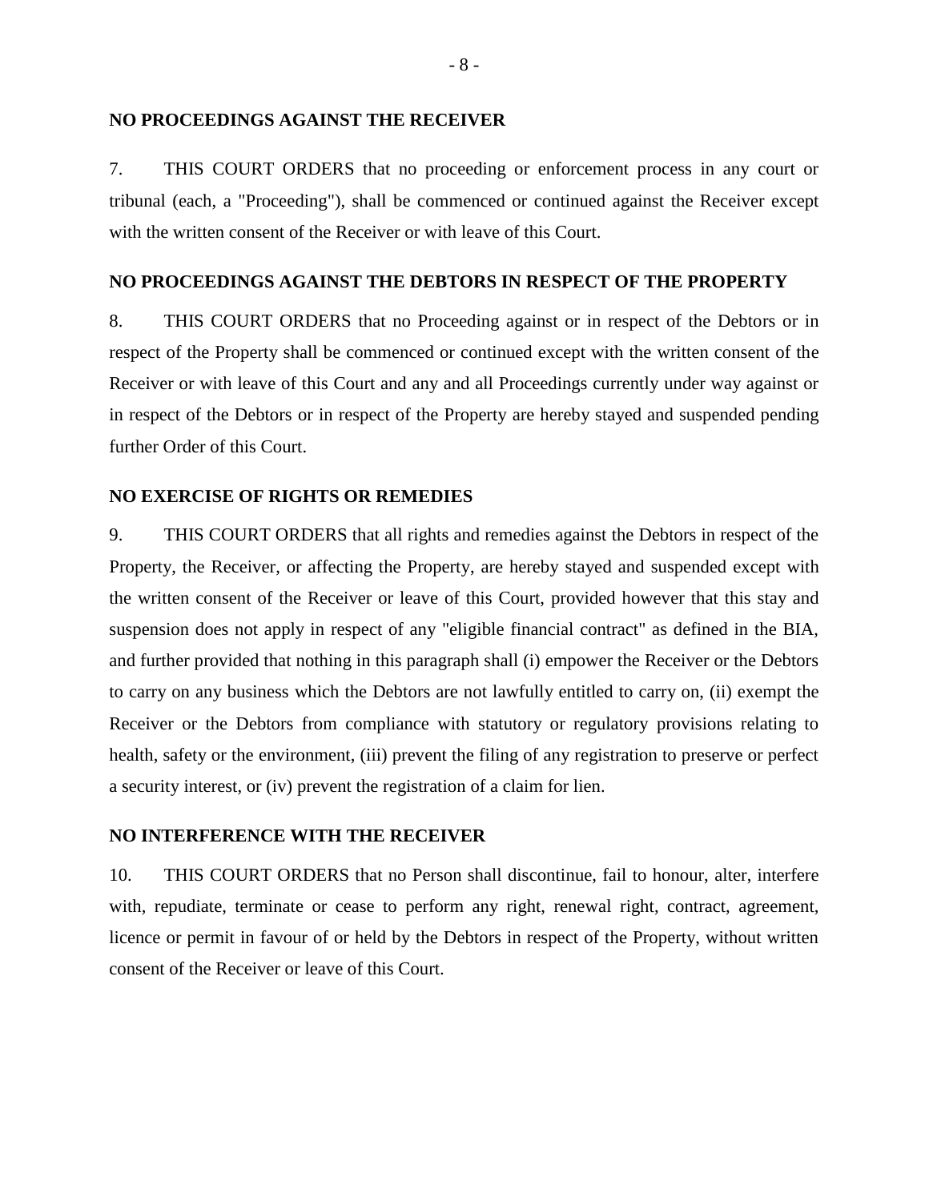**NO PROCEEDINGS AGAINST THE RECEIVER**

7. THIS COURT ORDERS that no proceeding or enforcement process in any court or tribunal (each, a "Proceeding"), shall be commenced or continued against the Receiver except with the written consent of the Receiver or with leave of this Court.

**NO PROCEEDINGS AGAINST THE DEBTORS IN RESPECT OF THE PROPERTY**

8. THIS COURT ORDERS that no Proceeding against or in respect of the Debtors or in respect of the Property shall be commenced or continued except with the written consent of the Receiver or with leave of this Court and any and all Proceedings currently under way against or in respect of the Debtors or in respect of the Property are hereby stayed and suspended pending further Order of this Court.

**NO EXERCISE OF RIGHTS OR REMEDIES**

9. THIS COURT ORDERS that all rights and remedies against the Debtors in respect of the Property, the Receiver, or affecting the Property, are hereby stayed and suspended except with the written consent of the Receiver or leave of this Court, provided however that this stay and suspension does not apply in respect of any "eligible financial contract" as defined in the BIA, and further provided that nothing in this paragraph shall (i) empower the Receiver or the Debtors to carry on any business which the Debtors are not lawfully entitled to carry on, (ii) exempt the Receiver or the Debtors from compliance with statutory or regulatory provisions relating to health, safety or the environment, (iii) prevent the filing of any registration to preserve or perfect a security interest, or (iv) prevent the registration of a claim for lien.

**NO INTERFERENCE WITH THE RECEIVER**

10. THIS COURT ORDERS that no Person shall discontinue, fail to honour, alter, interfere with, repudiate, terminate or cease to perform any right, renewal right, contract, agreement, licence or permit in favour of or held by the Debtors in respect of the Property, without written consent of the Receiver or leave of this Court.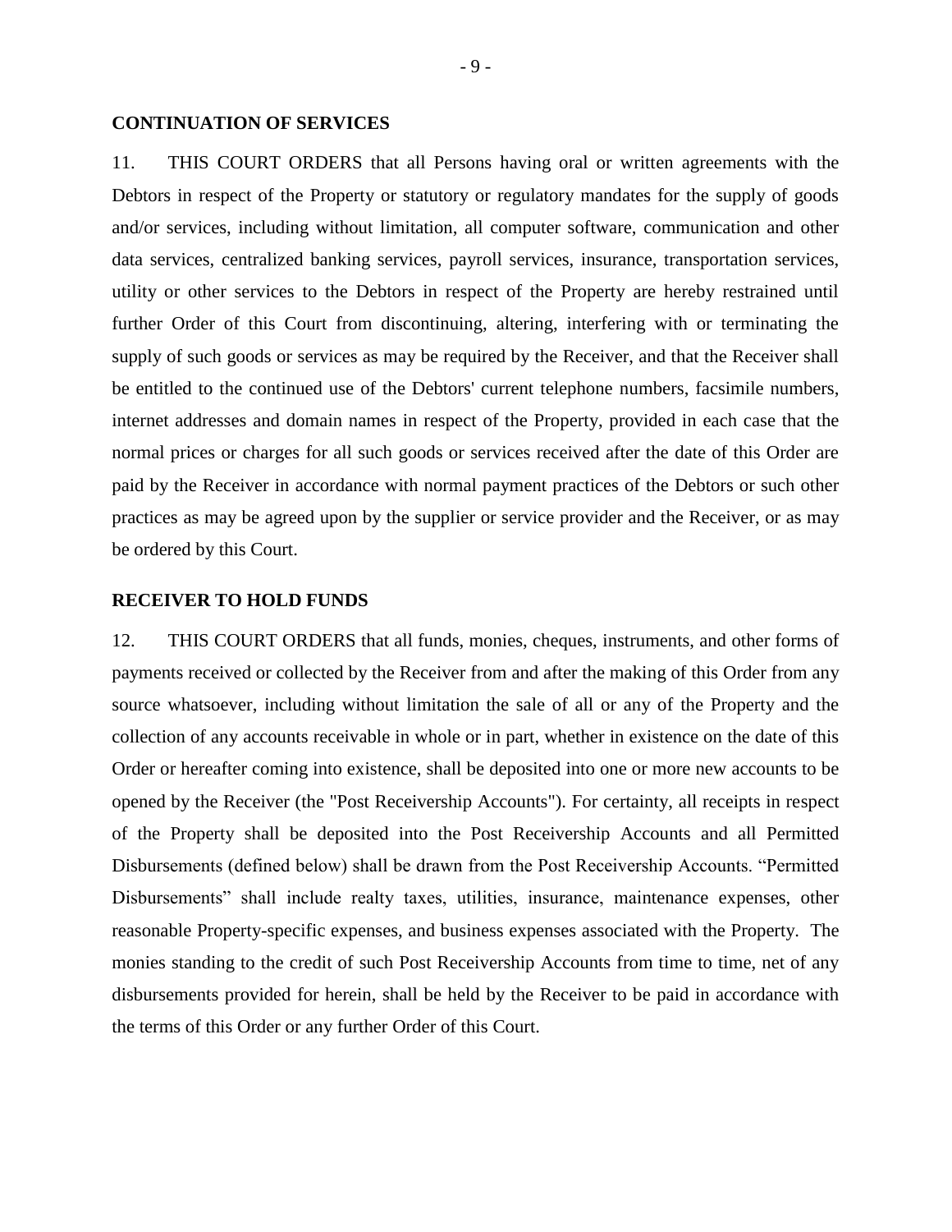**CONTINUATION OF SERVICES**

11. THIS COURT ORDERS that all Persons having oral or written agreements with the Debtors in respect of the Property or statutory or regulatory mandates for the supply of goods and/or services, including without limitation, all computer software, communication and other data services, centralized banking services, payroll services, insurance, transportation services, utility or other services to the Debtors in respect of the Property are hereby restrained until further Order of this Court from discontinuing, altering, interfering with or terminating the supply of such goods or services as may be required by the Receiver, and that the Receiver shall be entitled to the continued use of the Debtors' current telephone numbers, facsimile numbers, internet addresses and domain names in respect of the Property, provided in each case that the normal prices or charges for all such goods or services received after the date of this Order are paid by the Receiver in accordance with normal payment practices of the Debtors or such other practices as may be agreed upon by the supplier or service provider and the Receiver, or as may be ordered by this Court.

**RECEIVER TO HOLD FUNDS**

12. THIS COURT ORDERS that all funds, monies, cheques, instruments, and other forms of payments received or collected by the Receiver from and after the making of this Order from any source whatsoever, including without limitation the sale of all or any of the Property and the collection of any accounts receivable in whole or in part, whether in existence on the date of this Order or hereafter coming into existence, shall be deposited into one or more new accounts to be opened by the Receiver (the "Post Receivership Accounts"). For certainty, all receipts in respect of the Property shall be deposited into the Post Receivership Accounts and all Permitted Disbursements (defined below) shall be drawn from the Post Receivership Accounts. "Permitted Disbursements" shall include realty taxes, utilities, insurance, maintenance expenses, other reasonable Property-specific expenses, and business expenses associated with the Property. The monies standing to the credit of such Post Receivership Accounts from time to time, net of any disbursements provided for herein, shall be held by the Receiver to be paid in accordance with the terms of this Order or any further Order of this Court.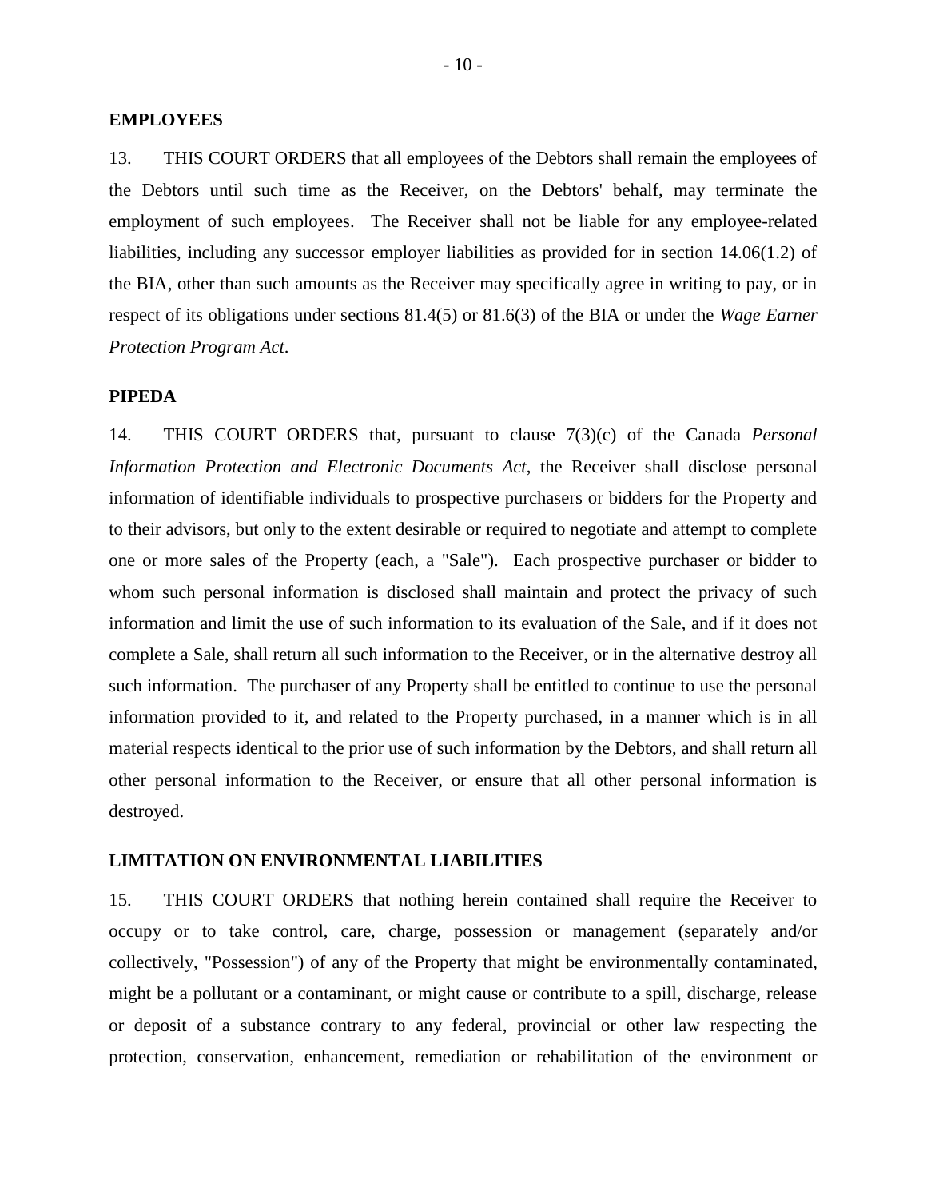**EMPLOYEES**

13. THIS COURT ORDERS that all employees of the Debtors shall remain the employees of the Debtors until such time as the Receiver, on the Debtors' behalf, may terminate the employment of such employees. The Receiver shall not be liable for any employee-related liabilities, including any successor employer liabilities as provided for in section 14.06(1.2) of the BIA, other than such amounts as the Receiver may specifically agree in writing to pay, or in respect of its obligations under sections 81.4(5) or 81.6(3) of the BIA or under the *Wage Earner Protection Program Act*.

**PIPEDA**

14. THIS COURT ORDERS that, pursuant to clause 7(3)(c) of the Canada *Personal Information Protection and Electronic Documents Act*, the Receiver shall disclose personal information of identifiable individuals to prospective purchasers or bidders for the Property and to their advisors, but only to the extent desirable or required to negotiate and attempt to complete one or more sales of the Property (each, a "Sale"). Each prospective purchaser or bidder to whom such personal information is disclosed shall maintain and protect the privacy of such information and limit the use of such information to its evaluation of the Sale, and if it does not complete a Sale, shall return all such information to the Receiver, or in the alternative destroy all such information. The purchaser of any Property shall be entitled to continue to use the personal information provided to it, and related to the Property purchased, in a manner which is in all material respects identical to the prior use of such information by the Debtors, and shall return all other personal information to the Receiver, or ensure that all other personal information is destroyed.

**LIMITATION ON ENVIRONMENTAL LIABILITIES**

15. THIS COURT ORDERS that nothing herein contained shall require the Receiver to occupy or to take control, care, charge, possession or management (separately and/or collectively, "Possession") of any of the Property that might be environmentally contaminated, might be a pollutant or a contaminant, or might cause or contribute to a spill, discharge, release or deposit of a substance contrary to any federal, provincial or other law respecting the protection, conservation, enhancement, remediation or rehabilitation of the environment or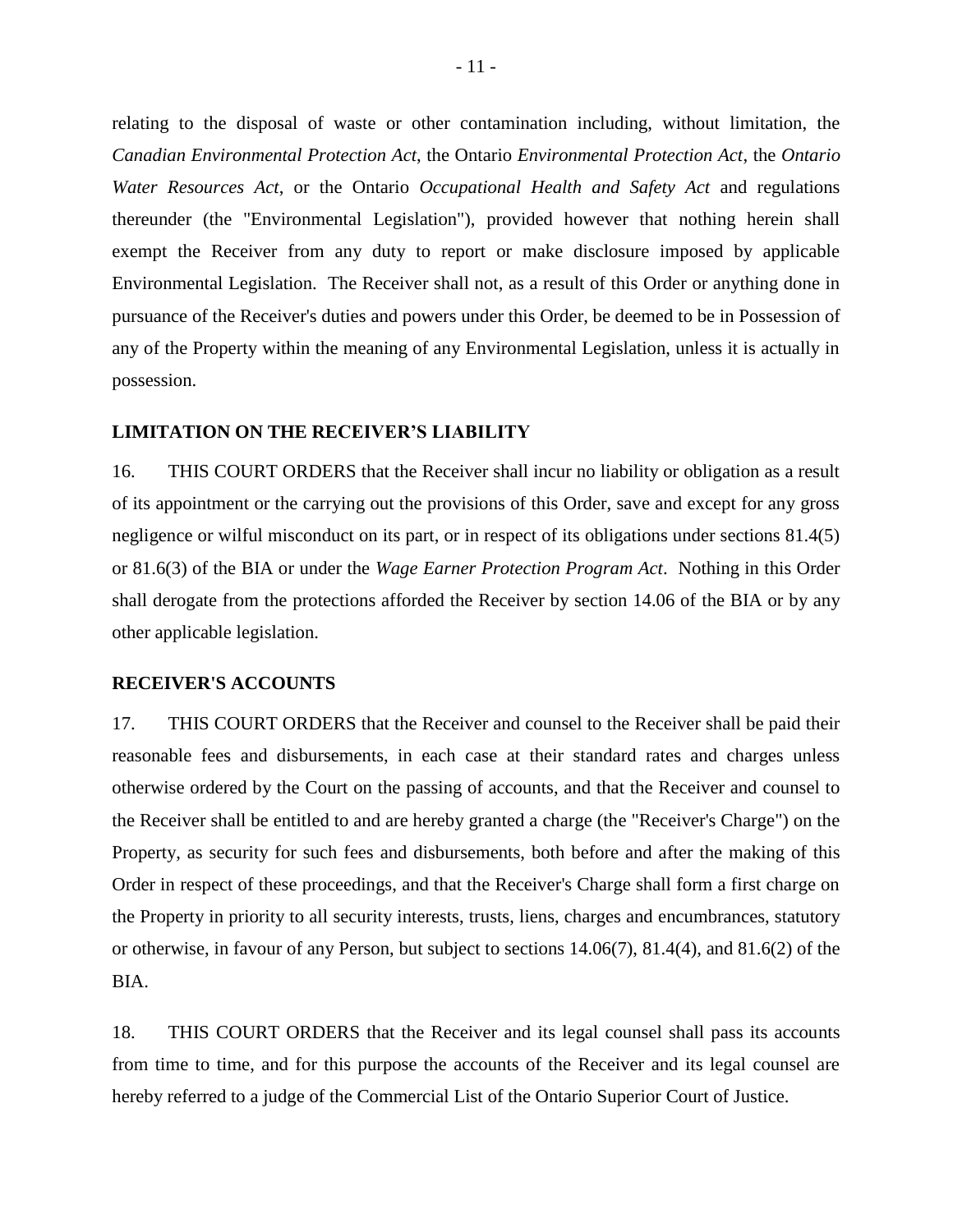relating to the disposal of waste or other contamination including, without limitation, the *Canadian Environmental Protection Act*, the Ontario *Environmental Protection Act*, the *Ontario Water Resources Act*, or the Ontario *Occupational Health and Safety Act* and regulations thereunder (the "Environmental Legislation"), provided however that nothing herein shall exempt the Receiver from any duty to report or make disclosure imposed by applicable Environmental Legislation. The Receiver shall not, as a result of this Order or anything done in pursuance of the Receiver's duties and powers under this Order, be deemed to be in Possession of any of the Property within the meaning of any Environmental Legislation, unless it is actually in possession.

**LIMITATION ON THE RECEIVER'S LIABILITY**

16. THIS COURT ORDERS that the Receiver shall incur no liability or obligation as a result of its appointment or the carrying out the provisions of this Order, save and except for any gross negligence or wilful misconduct on its part, or in respect of its obligations under sections 81.4(5) or 81.6(3) of the BIA or under the *Wage Earner Protection Program Act*. Nothing in this Order shall derogate from the protections afforded the Receiver by section 14.06 of the BIA or by any other applicable legislation.

**RECEIVER'S ACCOUNTS**

17. THIS COURT ORDERS that the Receiver and counsel to the Receiver shall be paid their reasonable fees and disbursements, in each case at their standard rates and charges unless otherwise ordered by the Court on the passing of accounts, and that the Receiver and counsel to the Receiver shall be entitled to and are hereby granted a charge (the "Receiver's Charge") on the Property, as security for such fees and disbursements, both before and after the making of this Order in respect of these proceedings, and that the Receiver's Charge shall form a first charge on the Property in priority to all security interests, trusts, liens, charges and encumbrances, statutory or otherwise, in favour of any Person, but subject to sections 14.06(7), 81.4(4), and 81.6(2) of the BIA.

18. THIS COURT ORDERS that the Receiver and its legal counsel shall pass its accounts from time to time, and for this purpose the accounts of the Receiver and its legal counsel are hereby referred to a judge of the Commercial List of the Ontario Superior Court of Justice.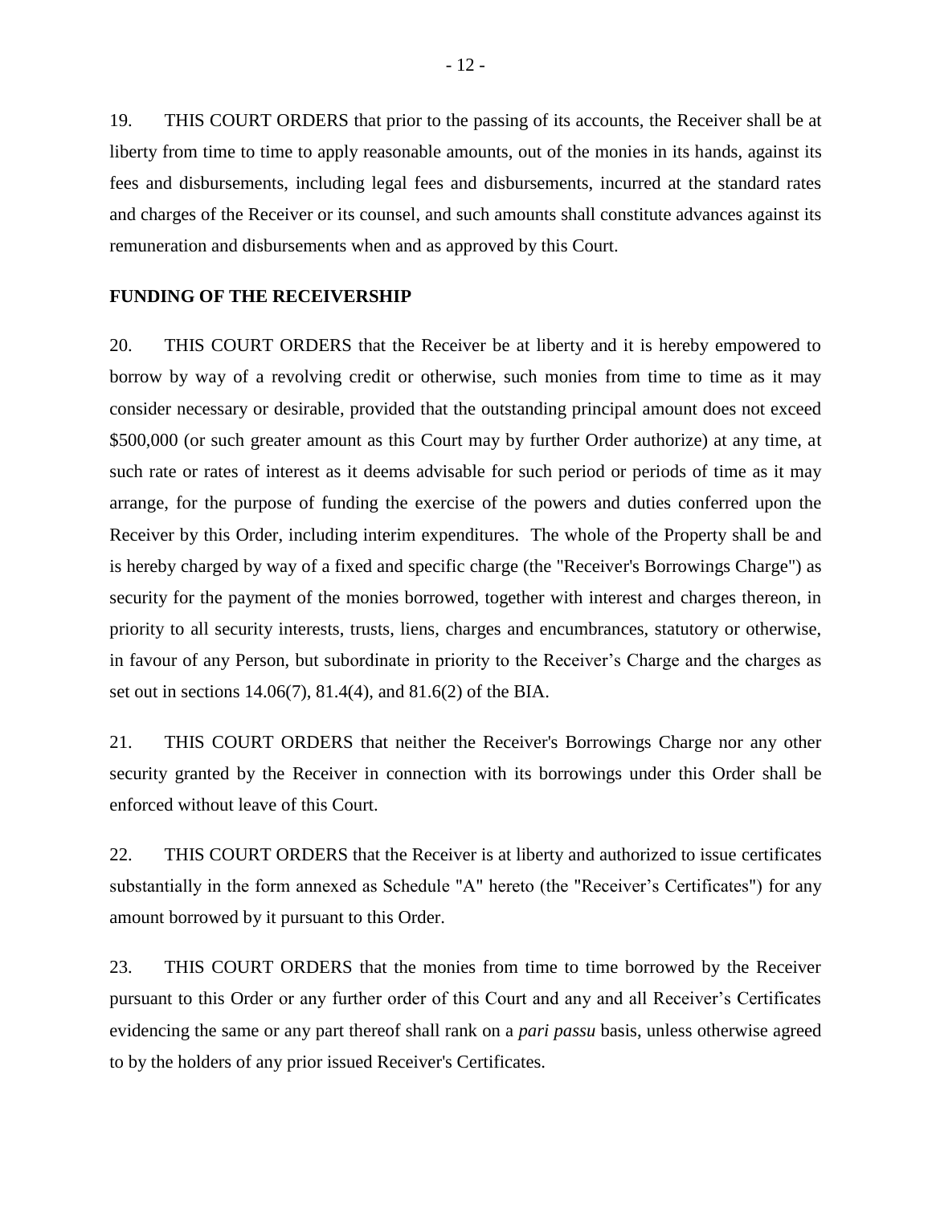19. THIS COURT ORDERS that prior to the passing of its accounts, the Receiver shall be at liberty from time to time to apply reasonable amounts, out of the monies in its hands, against its fees and disbursements, including legal fees and disbursements, incurred at the standard rates and charges of the Receiver or its counsel, and such amounts shall constitute advances against its remuneration and disbursements when and as approved by this Court.

**FUNDING OF THE RECEIVERSHIP**

20. THIS COURT ORDERS that the Receiver be at liberty and it is hereby empowered to borrow by way of a revolving credit or otherwise, such monies from time to time as it may consider necessary or desirable, provided that the outstanding principal amount does not exceed $500,000 (or such greater amount as this Court may by further Order authorize) at any time, at such rate or rates of interest as it deems advisable for such period or periods of time as it may arrange, for the purpose of funding the exercise of the powers and duties conferred upon the Receiver by this Order, including interim expenditures. The whole of the Property shall be and is hereby charged by way of a fixed and specific charge (the "Receiver's Borrowings Charge") as security for the payment of the monies borrowed, together with interest and charges thereon, in priority to all security interests, trusts, liens, charges and encumbrances, statutory or otherwise, in favour of any Person, but subordinate in priority to the Receiver's Charge and the charges as set out in sections 14.06(7), 81.4(4), and 81.6(2) of the BIA.

21. THIS COURT ORDERS that neither the Receiver's Borrowings Charge nor any other security granted by the Receiver in connection with its borrowings under this Order shall be enforced without leave of this Court.

22. THIS COURT ORDERS that the Receiver is at liberty and authorized to issue certificates substantially in the form annexed as Schedule "A" hereto (the "Receiver's Certificates") for any amount borrowed by it pursuant to this Order.

23. THIS COURT ORDERS that the monies from time to time borrowed by the Receiver pursuant to this Order or any further order of this Court and any and all Receiver's Certificates evidencing the same or any part thereof shall rank on a *pari passu* basis, unless otherwise agreed to by the holders of any prior issued Receiver's Certificates.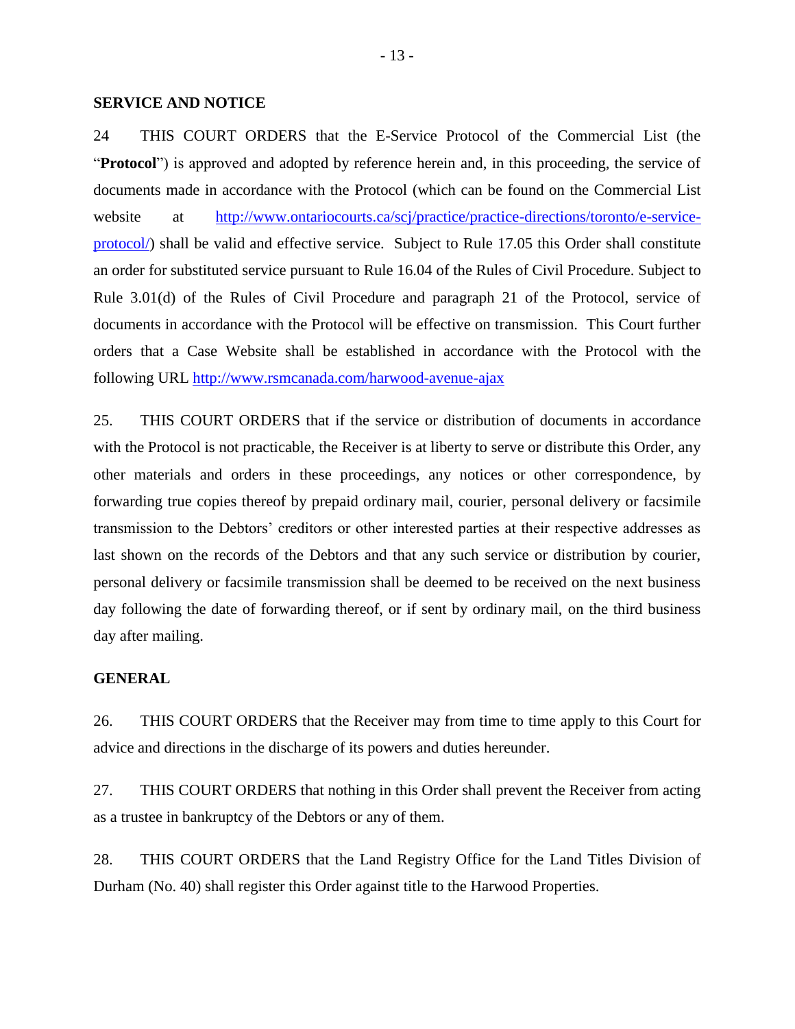**SERVICE AND NOTICE**

24 THIS COURT ORDERS that the E-Service Protocol of the Commercial List (the "**Protocol**") is approved and adopted by reference herein and, in this proceeding, the service of documents made in accordance with the Protocol (which can be found on the Commercial List website at http://www.ontariocourts.ca/scj/practice/practice-directions/toronto/e-service-protocol/) shall be valid and effective service. Subject to Rule 17.05 this Order shall constitute an order for substituted service pursuant to Rule 16.04 of the Rules of Civil Procedure. Subject to Rule 3.01(d) of the Rules of Civil Procedure and paragraph 21 of the Protocol, service of documents in accordance with the Protocol will be effective on transmission. This Court further orders that a Case Website shall be established in accordance with the Protocol with the following URL http://www.rsmcanada.com/harwood-avenue-ajax

25. THIS COURT ORDERS that if the service or distribution of documents in accordance with the Protocol is not practicable, the Receiver is at liberty to serve or distribute this Order, any other materials and orders in these proceedings, any notices or other correspondence, by forwarding true copies thereof by prepaid ordinary mail, courier, personal delivery or facsimile transmission to the Debtors' creditors or other interested parties at their respective addresses as last shown on the records of the Debtors and that any such service or distribution by courier, personal delivery or facsimile transmission shall be deemed to be received on the next business day following the date of forwarding thereof, or if sent by ordinary mail, on the third business day after mailing.

**GENERAL**

26. THIS COURT ORDERS that the Receiver may from time to time apply to this Court for advice and directions in the discharge of its powers and duties hereunder.

27. THIS COURT ORDERS that nothing in this Order shall prevent the Receiver from acting as a trustee in bankruptcy of the Debtors or any of them.

28. THIS COURT ORDERS that the Land Registry Office for the Land Titles Division of Durham (No. 40) shall register this Order against title to the Harwood Properties.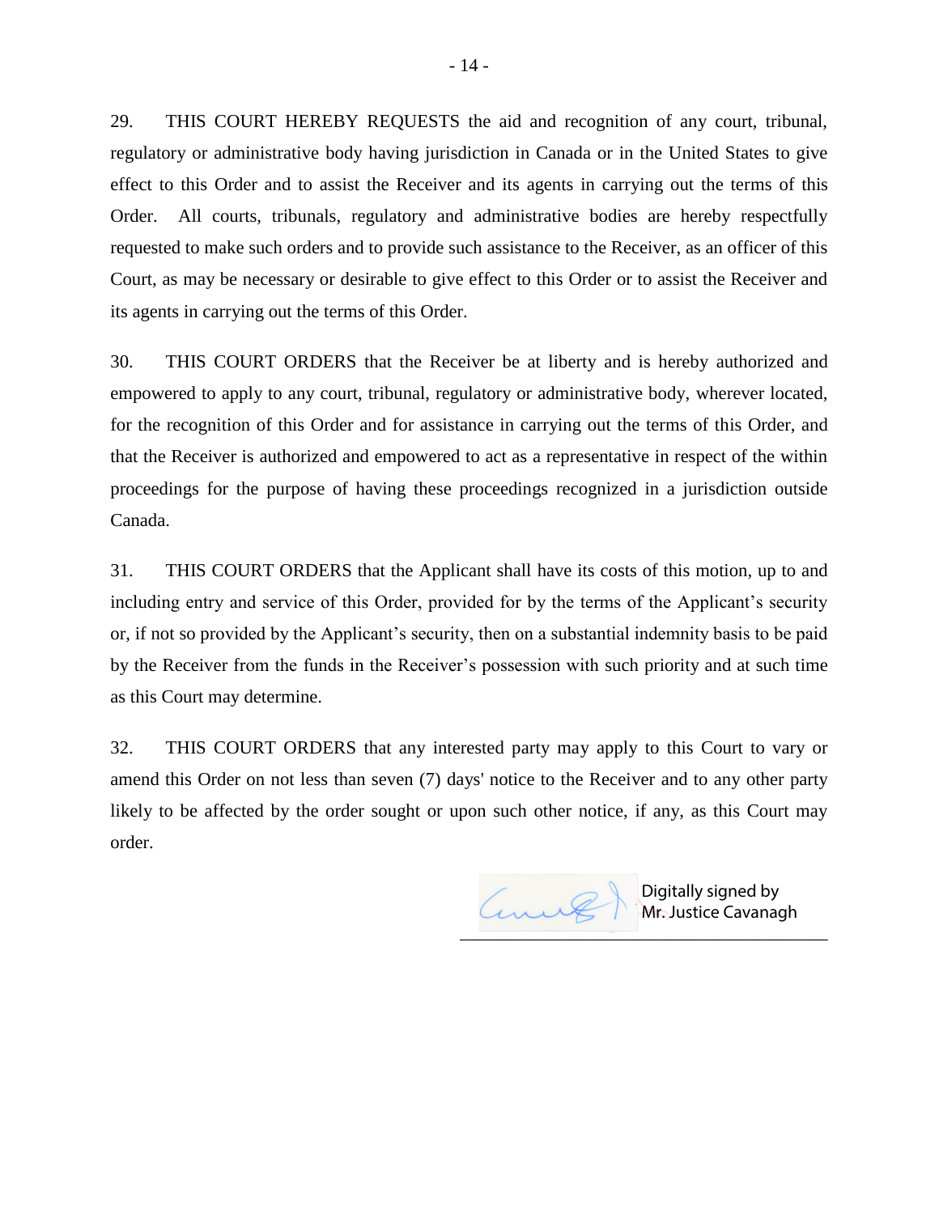29. THIS COURT HEREBY REQUESTS the aid and recognition of any court, tribunal, regulatory or administrative body having jurisdiction in Canada or in the United States to give effect to this Order and to assist the Receiver and its agents in carrying out the terms of this Order. All courts, tribunals, regulatory and administrative bodies are hereby respectfully requested to make such orders and to provide such assistance to the Receiver, as an officer of this Court, as may be necessary or desirable to give effect to this Order or to assist the Receiver and its agents in carrying out the terms of this Order.

30. THIS COURT ORDERS that the Receiver be at liberty and is hereby authorized and empowered to apply to any court, tribunal, regulatory or administrative body, wherever located, for the recognition of this Order and for assistance in carrying out the terms of this Order, and that the Receiver is authorized and empowered to act as a representative in respect of the within proceedings for the purpose of having these proceedings recognized in a jurisdiction outside Canada.

31. THIS COURT ORDERS that the Applicant shall have its costs of this motion, up to and including entry and service of this Order, provided for by the terms of the Applicant's security or, if not so provided by the Applicant's security, then on a substantial indemnity basis to be paid by the Receiver from the funds in the Receiver's possession with such priority and at such time as this Court may determine.

32. THIS COURT ORDERS that any interested party may apply to this Court to vary or amend this Order on not less than seven (7) days' notice to the Receiver and to any other party likely to be affected by the order sought or upon such other notice, if any, as this Court may order.

Digitally signed by Mr. Justice Cavanagh

\_\_\_\_\_\_\_\_\_\_\_\_\_\_\_\_\_\_\_\_\_\_\_\_\_\_\_\_\_\_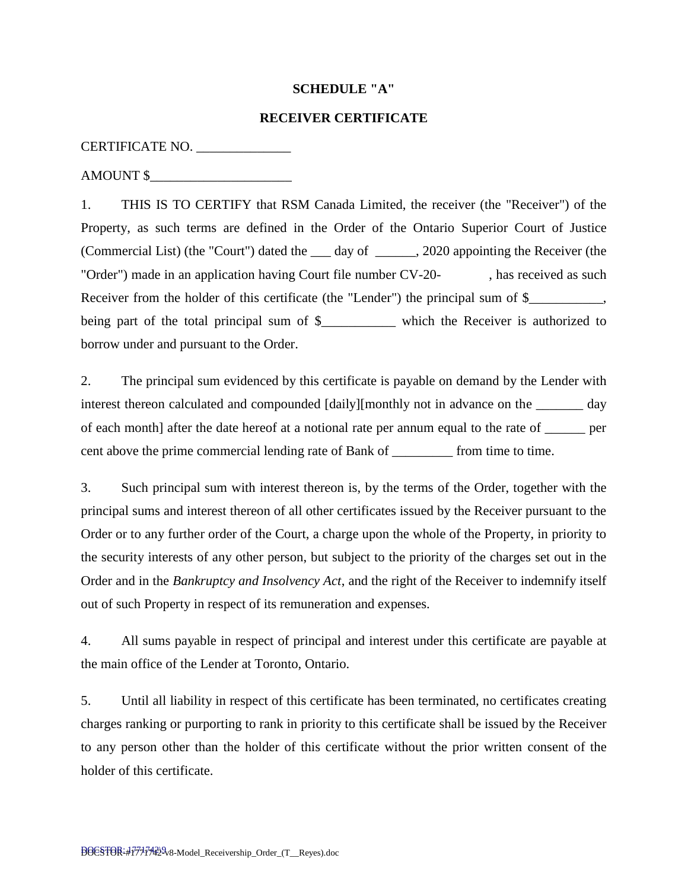**SCHEDULE "A"**

**RECEIVER CERTIFICATE**

CERTIFICATE NO. ______________

AMOUNT $_____________________

1. THIS IS TO CERTIFY that RSM Canada Limited, the receiver (the "Receiver") of the Property, as such terms are defined in the Order of the Ontario Superior Court of Justice (Commercial List) (the "Court") dated the ___ day of ______, 2020 appointing the Receiver (the "Order") made in an application having Court file number CV-20- , has received as such Receiver from the holder of this certificate (the "Lender") the principal sum of $___________, being part of the total principal sum of $___________ which the Receiver is authorized to borrow under and pursuant to the Order.

2. The principal sum evidenced by this certificate is payable on demand by the Lender with interest thereon calculated and compounded [daily][monthly not in advance on the _______ day of each month] after the date hereof at a notional rate per annum equal to the rate of ______ per cent above the prime commercial lending rate of Bank of _________ from time to time.

3. Such principal sum with interest thereon is, by the terms of the Order, together with the principal sums and interest thereon of all other certificates issued by the Receiver pursuant to the Order or to any further order of the Court, a charge upon the whole of the Property, in priority to the security interests of any other person, but subject to the priority of the charges set out in the Order and in the *Bankruptcy and Insolvency Act*, and the right of the Receiver to indemnify itself out of such Property in respect of its remuneration and expenses.

4. All sums payable in respect of principal and interest under this certificate are payable at the main office of the Lender at Toronto, Ontario.

5. Until all liability in respect of this certificate has been terminated, no certificates creating charges ranking or purporting to rank in priority to this certificate shall be issued by the Receiver to any person other than the holder of this certificate without the prior written consent of the holder of this certificate.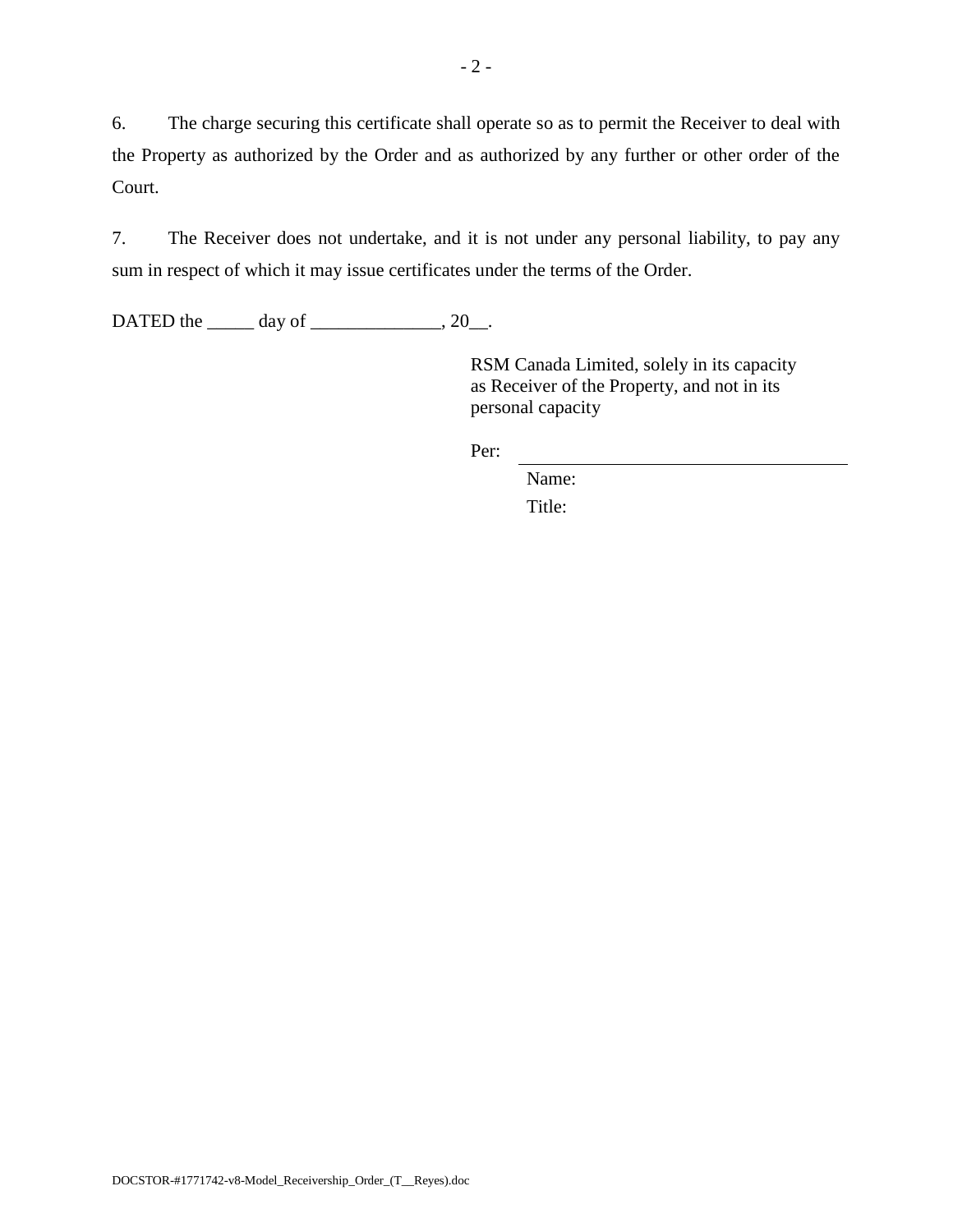6. The charge securing this certificate shall operate so as to permit the Receiver to deal with the Property as authorized by the Order and as authorized by any further or other order of the Court.

7. The Receiver does not undertake, and it is not under any personal liability, to pay any sum in respect of which it may issue certificates under the terms of the Order.

DATED the _____ day of ______________, 20__.

RSM Canada Limited, solely in its capacity as Receiver of the Property, and not in its personal capacity

Per: ____________________________________

Name:

Title: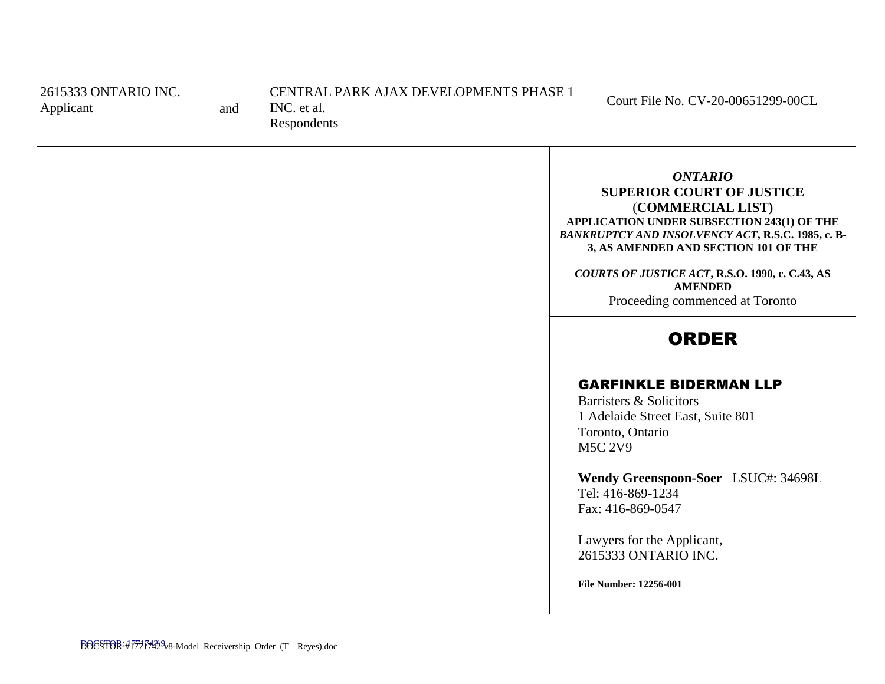2615333 ONTARIO INC.
Applicant

and

CENTRAL PARK AJAX DEVELOPMENTS PHASE 1 INC. et al.
Respondents

Court File No. CV-20-00651299-00CL

*ONTARIO*
**SUPERIOR COURT OF JUSTICE**
(**COMMERCIAL LIST)**
**APPLICATION UNDER SUBSECTION 243(1) OF THE *BANKRUPTCY AND INSOLVENCY ACT*, R.S.C. 1985, c. B-3, AS AMENDED AND SECTION 101 OF THE**

***COURTS OF JUSTICE ACT*, R.S.O. 1990, c. C.43, AS AMENDED**
Proceeding commenced at Toronto

# ORDER

**GARFINKLE BIDERMAN LLP**
Barristers & Solicitors
1 Adelaide Street East, Suite 801
Toronto, Ontario
M5C 2V9

**Wendy Greenspoon-Soer** LSUC#: 34698L
Tel: 416-869-1234
Fax: 416-869-0547

Lawyers for the Applicant,
2615333 ONTARIO INC.

**File Number: 12256-001**

DOCSTOR: 1771742\9
DOCSTOR-#1771742-v8-Model_Receivership_Order_(T__Reyes).doc